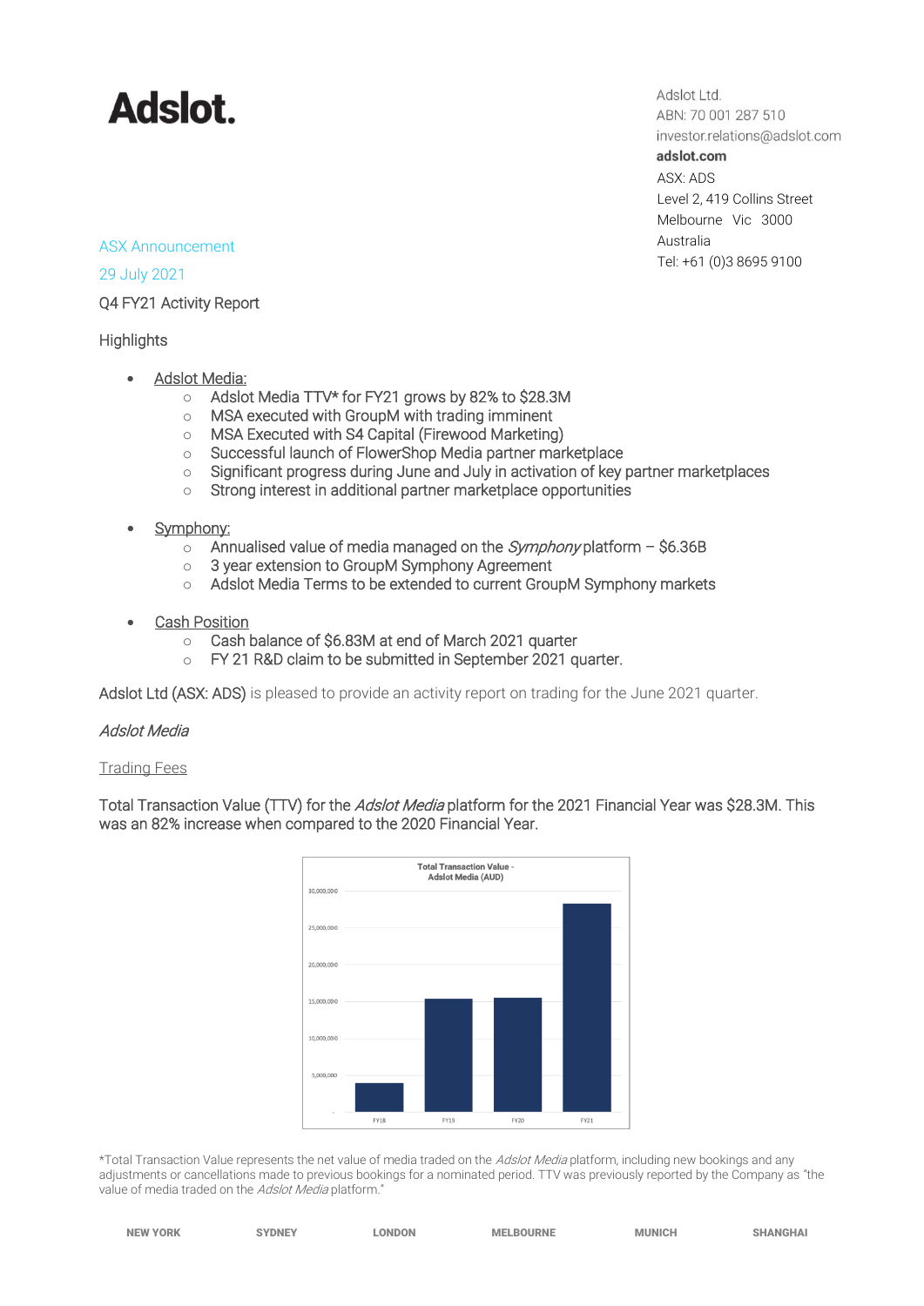# Adslot.

Adslot Ltd.
ABN: 70 001 287 510
investor.relations@adslot.com
**adslot.com**
ASX: ADS
Level 2, 419 Collins Street
Melbourne Vic 3000
Australia
Tel: +61 (0)3 8695 9100

ASX Announcement

29 July 2021

Q4 FY21 Activity Report

Highlights

- Adslot Media:
  - Adslot Media TTV* for FY21 grows by 82% to $28.3M
  - MSA executed with GroupM with trading imminent
  - MSA Executed with S4 Capital (Firewood Marketing)
  - Successful launch of FlowerShop Media partner marketplace
  - Significant progress during June and July in activation of key partner marketplaces
  - Strong interest in additional partner marketplace opportunities
- Symphony:
  - Annualised value of media managed on the *Symphony* platform – $6.36B
  - 3 year extension to GroupM Symphony Agreement
  - Adslot Media Terms to be extended to current GroupM Symphony markets
- Cash Position
  - Cash balance of $6.83M at end of March 2021 quarter
  - FY 21 R&D claim to be submitted in September 2021 quarter.

Adslot Ltd (ASX: ADS) is pleased to provide an activity report on trading for the June 2021 quarter.

*Adslot Media*

Trading Fees

Total Transaction Value (TTV) for the *Adslot Media* platform for the 2021 Financial Year was $28.3M. This was an 82% increase when compared to the 2020 Financial Year.

Total Transaction Value - Adslot Media (AUD)

*Total Transaction Value represents the net value of media traded on the *Adslot Media* platform, including new bookings and any adjustments or cancellations made to previous bookings for a nominated period. TTV was previously reported by the Company as "the value of media traded on the *Adslot Media* platform."

NEW YORK SYDNEY LONDON MELBOURNE MUNICH SHANGHAI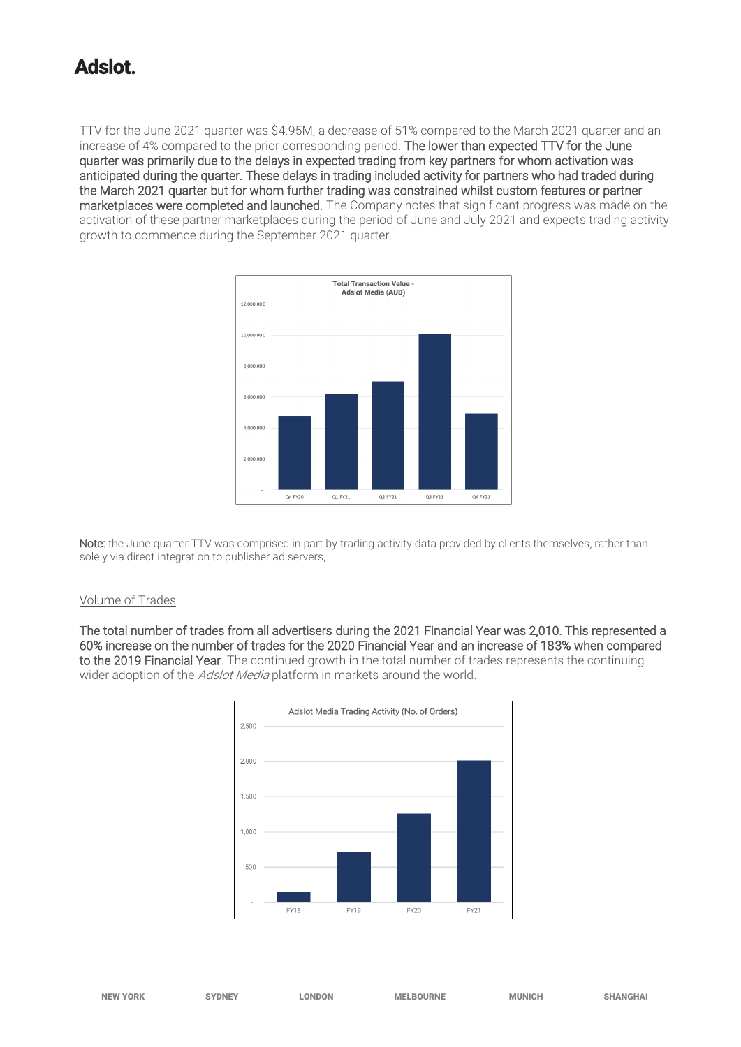TTV for the June 2021 quarter was $4.95M, a decrease of 51% compared to the March 2021 quarter and an increase of 4% compared to the prior corresponding period. **The lower than expected TTV for the June quarter was primarily due to the delays in expected trading from key partners for whom activation was anticipated during the quarter. These delays in trading included activity for partners who had traded during the March 2021 quarter but for whom further trading was constrained whilst custom features or partner marketplaces were completed and launched.** The Company notes that significant progress was made on the activation of these partner marketplaces during the period of June and July 2021 and expects trading activity growth to commence during the September 2021 quarter.

**Note:** the June quarter TTV was comprised in part by trading activity data provided by clients themselves, rather than solely via direct integration to publisher ad servers,.

Volume of Trades

**The total number of trades from all advertisers during the 2021 Financial Year was 2,010. This represented a 60% increase on the number of trades for the 2020 Financial Year and an increase of 183% when compared to the 2019 Financial Year**. The continued growth in the total number of trades represents the continuing wider adoption of the *Adslot Media* platform in markets around the world.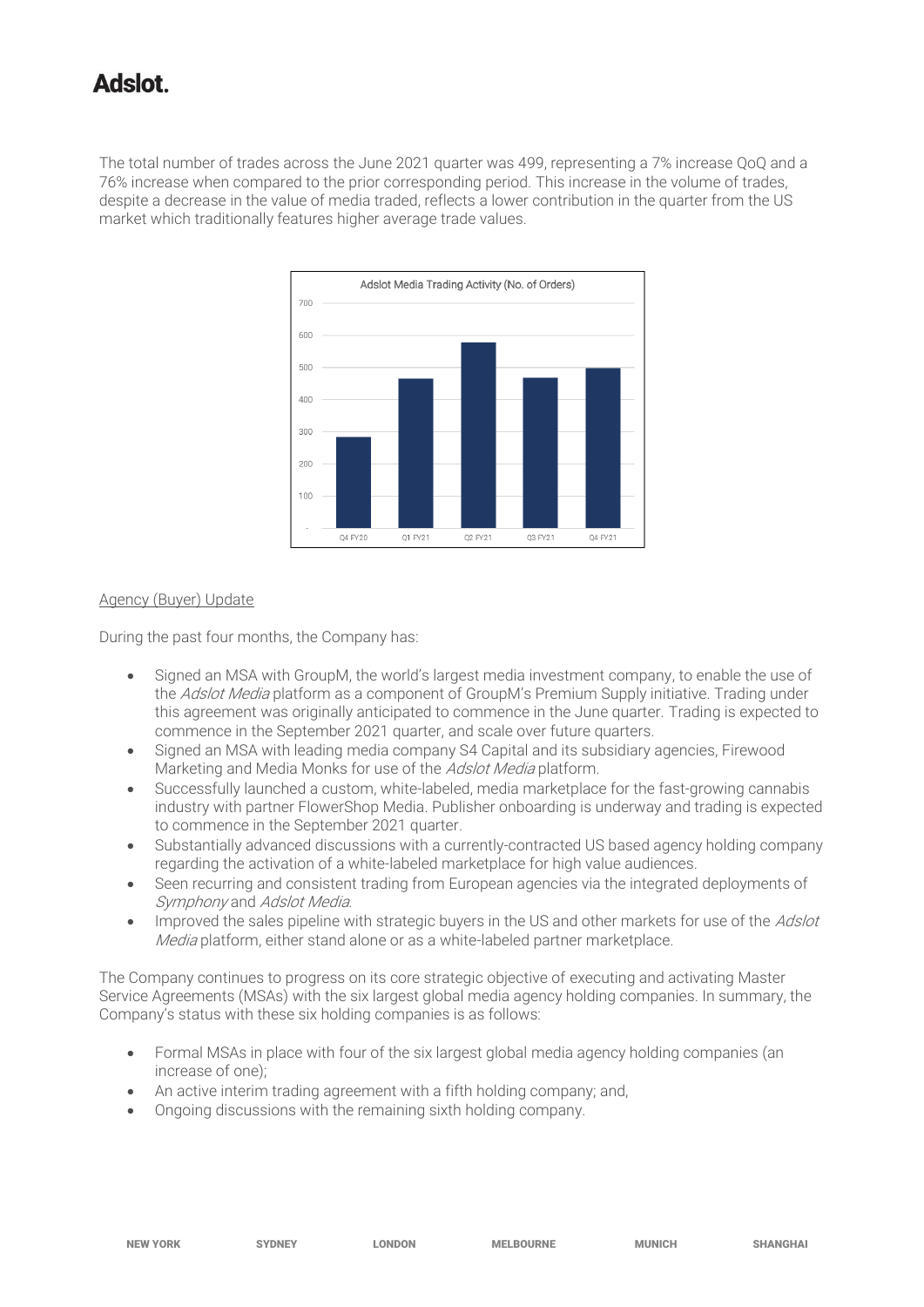The total number of trades across the June 2021 quarter was 499, representing a 7% increase QoQ and a 76% increase when compared to the prior corresponding period. This increase in the volume of trades, despite a decrease in the value of media traded, reflects a lower contribution in the quarter from the US market which traditionally features higher average trade values.

Adslot Media Trading Activity (No. of Orders)

## Agency (Buyer) Update

During the past four months, the Company has:

- Signed an MSA with GroupM, the world's largest media investment company, to enable the use of the *Adslot Media* platform as a component of GroupM's Premium Supply initiative. Trading under this agreement was originally anticipated to commence in the June quarter. Trading is expected to commence in the September 2021 quarter, and scale over future quarters.
- Signed an MSA with leading media company S4 Capital and its subsidiary agencies, Firewood Marketing and Media Monks for use of the *Adslot Media* platform.
- Successfully launched a custom, white-labeled, media marketplace for the fast-growing cannabis industry with partner FlowerShop Media. Publisher onboarding is underway and trading is expected to commence in the September 2021 quarter.
- Substantially advanced discussions with a currently-contracted US based agency holding company regarding the activation of a white-labeled marketplace for high value audiences.
- Seen recurring and consistent trading from European agencies via the integrated deployments of *Symphony* and *Adslot Media*.
- Improved the sales pipeline with strategic buyers in the US and other markets for use of the *Adslot Media* platform, either stand alone or as a white-labeled partner marketplace.

The Company continues to progress on its core strategic objective of executing and activating Master Service Agreements (MSAs) with the six largest global media agency holding companies. In summary, the Company's status with these six holding companies is as follows:

- Formal MSAs in place with four of the six largest global media agency holding companies (an increase of one);
- An active interim trading agreement with a fifth holding company; and,
- Ongoing discussions with the remaining sixth holding company.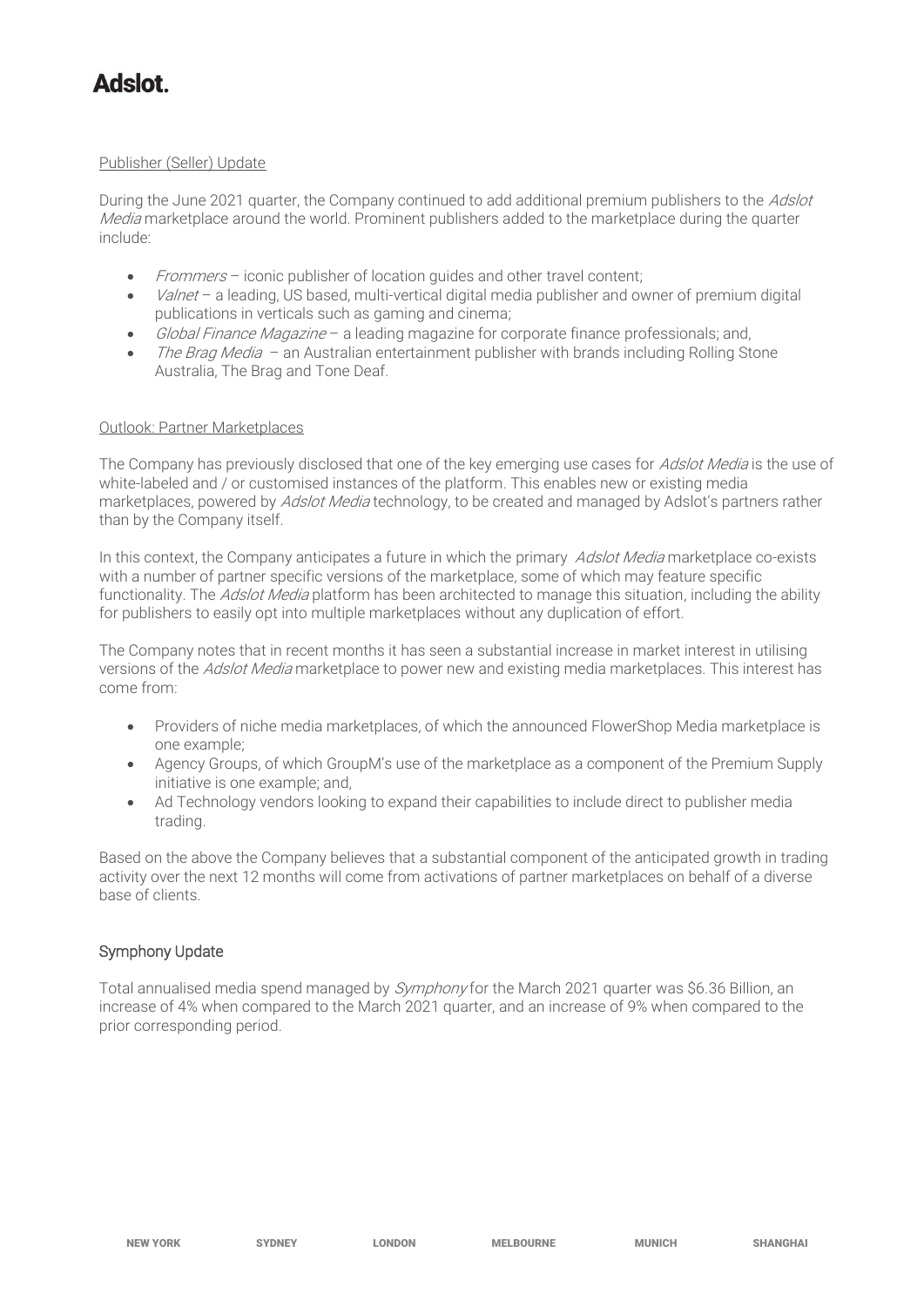### Publisher (Seller) Update

During the June 2021 quarter, the Company continued to add additional premium publishers to the *Adslot Media* marketplace around the world. Prominent publishers added to the marketplace during the quarter include:

- *Frommers* – iconic publisher of location guides and other travel content;
- *Valnet* – a leading, US based, multi-vertical digital media publisher and owner of premium digital publications in verticals such as gaming and cinema;
- *Global Finance Magazine* – a leading magazine for corporate finance professionals; and,
- *The Brag Media* – an Australian entertainment publisher with brands including Rolling Stone Australia, The Brag and Tone Deaf.

### Outlook: Partner Marketplaces

The Company has previously disclosed that one of the key emerging use cases for *Adslot Media* is the use of white-labeled and / or customised instances of the platform. This enables new or existing media marketplaces, powered by *Adslot Media* technology, to be created and managed by Adslot's partners rather than by the Company itself.

In this context, the Company anticipates a future in which the primary *Adslot Media* marketplace co-exists with a number of partner specific versions of the marketplace, some of which may feature specific functionality. The *Adslot Media* platform has been architected to manage this situation, including the ability for publishers to easily opt into multiple marketplaces without any duplication of effort.

The Company notes that in recent months it has seen a substantial increase in market interest in utilising versions of the *Adslot Media* marketplace to power new and existing media marketplaces. This interest has come from:

- Providers of niche media marketplaces, of which the announced FlowerShop Media marketplace is one example;
- Agency Groups, of which GroupM's use of the marketplace as a component of the Premium Supply initiative is one example; and,
- Ad Technology vendors looking to expand their capabilities to include direct to publisher media trading.

Based on the above the Company believes that a substantial component of the anticipated growth in trading activity over the next 12 months will come from activations of partner marketplaces on behalf of a diverse base of clients.

## Symphony Update

Total annualised media spend managed by *Symphony* for the March 2021 quarter was $6.36 Billion, an increase of 4% when compared to the March 2021 quarter, and an increase of 9% when compared to the prior corresponding period.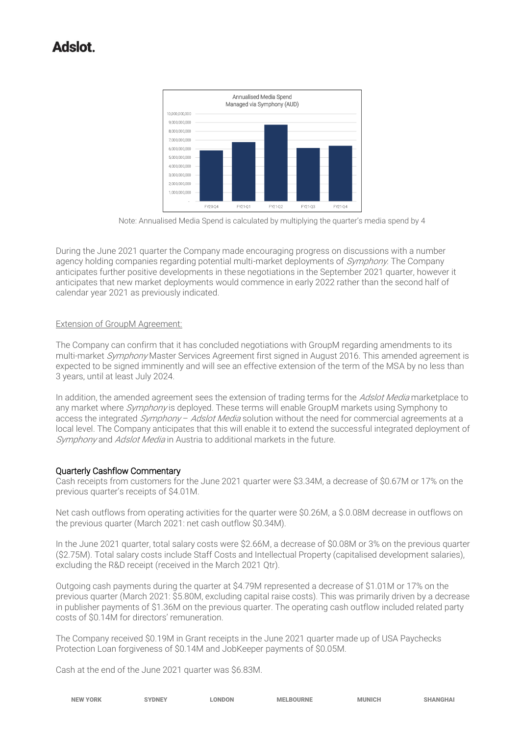Annualised Media Spend Managed via Symphony (AUD)

Note: Annualised Media Spend is calculated by multiplying the quarter's media spend by 4

During the June 2021 quarter the Company made encouraging progress on discussions with a number agency holding companies regarding potential multi-market deployments of *Symphony*. The Company anticipates further positive developments in these negotiations in the September 2021 quarter, however it anticipates that new market deployments would commence in early 2022 rather than the second half of calendar year 2021 as previously indicated.

<u>Extension of GroupM Agreement:</u>

The Company can confirm that it has concluded negotiations with GroupM regarding amendments to its multi-market *Symphony* Master Services Agreement first signed in August 2016. This amended agreement is expected to be signed imminently and will see an effective extension of the term of the MSA by no less than 3 years, until at least July 2024.

In addition, the amended agreement sees the extension of trading terms for the *Adslot Media* marketplace to any market where *Symphony* is deployed. These terms will enable GroupM markets using Symphony to access the integrated *Symphony – Adslot Media* solution without the need for commercial agreements at a local level. The Company anticipates that this will enable it to extend the successful integrated deployment of *Symphony* and *Adslot Media* in Austria to additional markets in the future.

## Quarterly Cashflow Commentary

Cash receipts from customers for the June 2021 quarter were $3.34M, a decrease of $0.67M or 17% on the previous quarter's receipts of $4.01M.

Net cash outflows from operating activities for the quarter were $0.26M, a $.0.08M decrease in outflows on the previous quarter (March 2021: net cash outflow $0.34M).

In the June 2021 quarter, total salary costs were $2.66M, a decrease of $0.08M or 3% on the previous quarter ($2.75M). Total salary costs include Staff Costs and Intellectual Property (capitalised development salaries), excluding the R&D receipt (received in the March 2021 Qtr).

Outgoing cash payments during the quarter at $4.79M represented a decrease of $1.01M or 17% on the previous quarter (March 2021: $5.80M, excluding capital raise costs). This was primarily driven by a decrease in publisher payments of $1.36M on the previous quarter. The operating cash outflow included related party costs of $0.14M for directors' remuneration.

The Company received $0.19M in Grant receipts in the June 2021 quarter made up of USA Paychecks Protection Loan forgiveness of $0.14M and JobKeeper payments of $0.05M.

Cash at the end of the June 2021 quarter was $6.83M.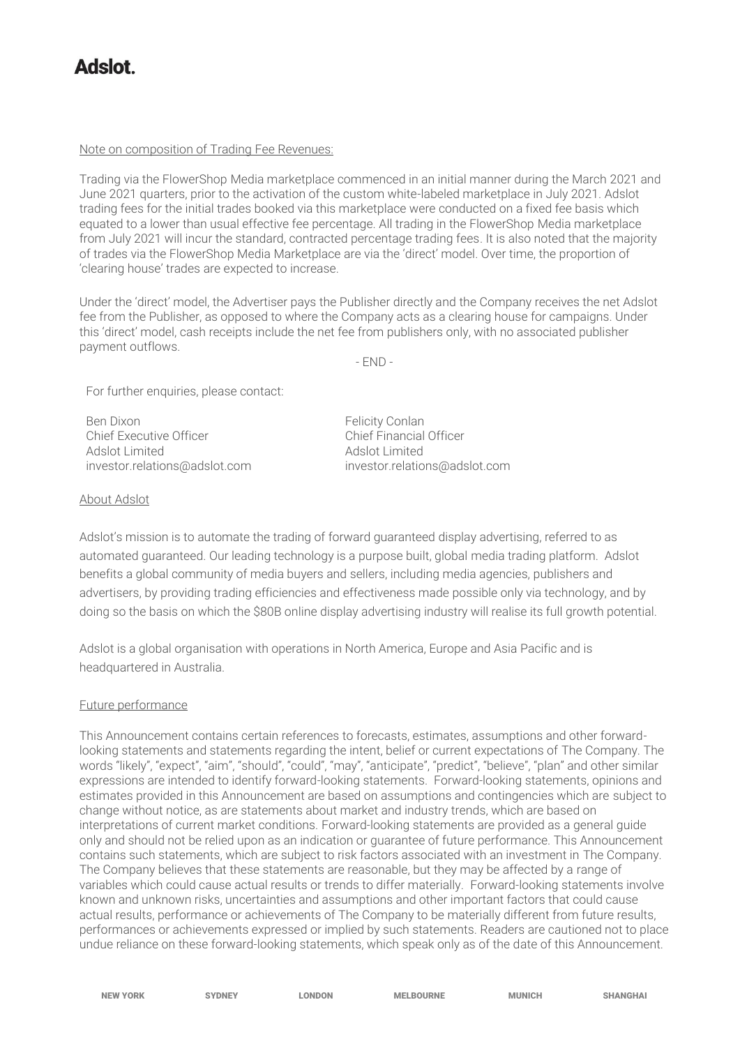Note on composition of Trading Fee Revenues:

Trading via the FlowerShop Media marketplace commenced in an initial manner during the March 2021 and June 2021 quarters, prior to the activation of the custom white-labeled marketplace in July 2021. Adslot trading fees for the initial trades booked via this marketplace were conducted on a fixed fee basis which equated to a lower than usual effective fee percentage. All trading in the FlowerShop Media marketplace from July 2021 will incur the standard, contracted percentage trading fees. It is also noted that the majority of trades via the FlowerShop Media Marketplace are via the 'direct' model. Over time, the proportion of 'clearing house' trades are expected to increase.

Under the 'direct' model, the Advertiser pays the Publisher directly and the Company receives the net Adslot fee from the Publisher, as opposed to where the Company acts as a clearing house for campaigns. Under this 'direct' model, cash receipts include the net fee from publishers only, with no associated publisher payment outflows.

- END -

For further enquiries, please contact:

Ben Dixon
Chief Executive Officer
Adslot Limited
investor.relations@adslot.com

Felicity Conlan
Chief Financial Officer
Adslot Limited
investor.relations@adslot.com

About Adslot

Adslot's mission is to automate the trading of forward guaranteed display advertising, referred to as automated guaranteed. Our leading technology is a purpose built, global media trading platform. Adslot benefits a global community of media buyers and sellers, including media agencies, publishers and advertisers, by providing trading efficiencies and effectiveness made possible only via technology, and by doing so the basis on which the $80B online display advertising industry will realise its full growth potential.

Adslot is a global organisation with operations in North America, Europe and Asia Pacific and is headquartered in Australia.

Future performance

This Announcement contains certain references to forecasts, estimates, assumptions and other forward-looking statements and statements regarding the intent, belief or current expectations of The Company. The words "likely", "expect", "aim", "should", "could", "may", "anticipate", "predict", "believe", "plan" and other similar expressions are intended to identify forward-looking statements. Forward-looking statements, opinions and estimates provided in this Announcement are based on assumptions and contingencies which are subject to change without notice, as are statements about market and industry trends, which are based on interpretations of current market conditions. Forward-looking statements are provided as a general guide only and should not be relied upon as an indication or guarantee of future performance. This Announcement contains such statements, which are subject to risk factors associated with an investment in The Company. The Company believes that these statements are reasonable, but they may be affected by a range of variables which could cause actual results or trends to differ materially. Forward-looking statements involve known and unknown risks, uncertainties and assumptions and other important factors that could cause actual results, performance or achievements of The Company to be materially different from future results, performances or achievements expressed or implied by such statements. Readers are cautioned not to place undue reliance on these forward-looking statements, which speak only as of the date of this Announcement.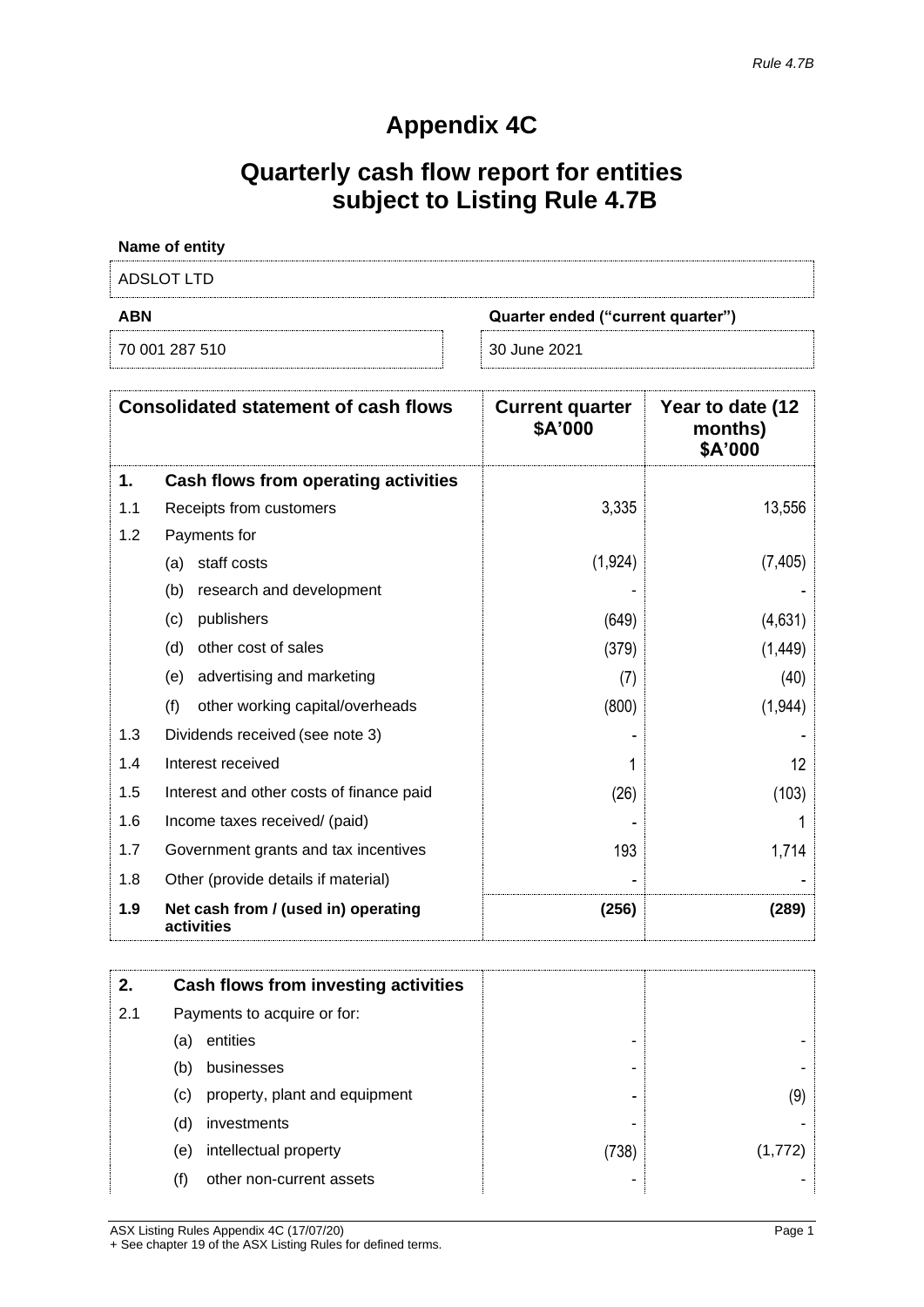*Rule 4.7B*

# Appendix 4C

# Quarterly cash flow report for entities subject to Listing Rule 4.7B

**Name of entity**

ADSLOT LTD

| **ABN** | **Quarter ended ("current quarter")** |
|---|---|
| 70 001 287 510 | 30 June 2021 |

| **Consolidated statement of cash flows** | | **Current quarter \$A'000** | **Year to date (12 months) \$A'000** |
|---|---|---|---|
| **1.** | **Cash flows from operating activities** | | |
| 1.1 | Receipts from customers | 3,335 | 13,556 |
| 1.2 | Payments for | | |
| | (a) staff costs | (1,924) | (7,405) |
| | (b) research and development | - | - |
| | (c) publishers | (649) | (4,631) |
| | (d) other cost of sales | (379) | (1,449) |
| | (e) advertising and marketing | (7) | (40) |
| | (f) other working capital/overheads | (800) | (1,944) |
| 1.3 | Dividends received (see note 3) | - | - |
| 1.4 | Interest received | 1 | 12 |
| 1.5 | Interest and other costs of finance paid | (26) | (103) |
| 1.6 | Income taxes received/ (paid) | - | 1 |
| 1.7 | Government grants and tax incentives | 193 | 1,714 |
| 1.8 | Other (provide details if material) | - | - |
| **1.9** | **Net cash from / (used in) operating activities** | **(256)** | **(289)** |

| | | | |
|---|---|---|---|
| **2.** | **Cash flows from investing activities** | | |
| 2.1 | Payments to acquire or for: | | |
| | (a) entities | - | - |
| | (b) businesses | - | - |
| | (c) property, plant and equipment | - | (9) |
| | (d) investments | - | - |
| | (e) intellectual property | (738) | (1,772) |
| | (f) other non-current assets | - | - |

ASX Listing Rules Appendix 4C (17/07/20)
+ See chapter 19 of the ASX Listing Rules for defined terms.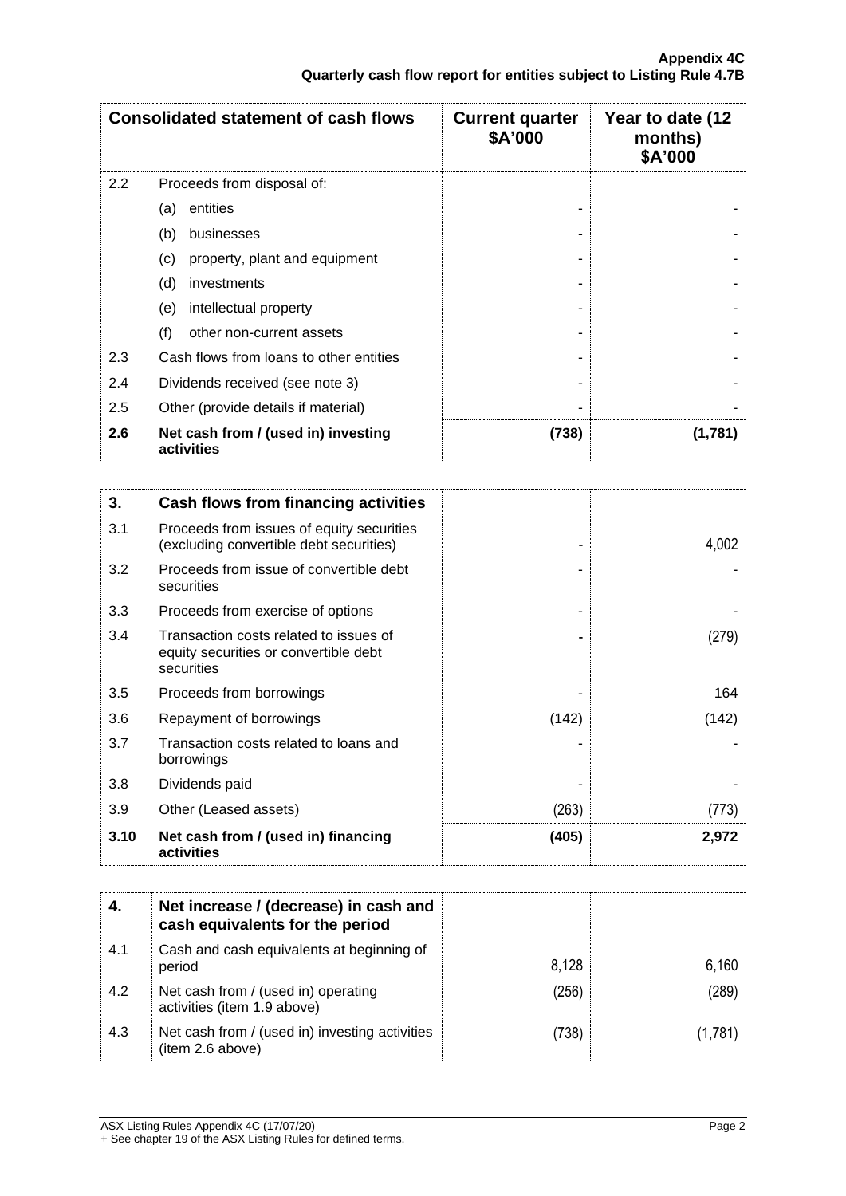| Consolidated statement of cash flows | | Current quarter $A'000 | Year to date (12 months) $A'000 |
|---|---|---|---|
| 2.2 | Proceeds from disposal of: | | |
| | (a) entities | - | - |
| | (b) businesses | - | - |
| | (c) property, plant and equipment | - | - |
| | (d) investments | - | - |
| | (e) intellectual property | - | - |
| | (f) other non-current assets | - | - |
| 2.3 | Cash flows from loans to other entities | - | - |
| 2.4 | Dividends received (see note 3) | - | - |
| 2.5 | Other (provide details if material) | - | - |
| **2.6** | **Net cash from / (used in) investing activities** | **(738)** | **(1,781)** |

| **3.** | **Cash flows from financing activities** | | |
|---|---|---|---|
| 3.1 | Proceeds from issues of equity securities (excluding convertible debt securities) | - | 4,002 |
| 3.2 | Proceeds from issue of convertible debt securities | - | - |
| 3.3 | Proceeds from exercise of options | - | - |
| 3.4 | Transaction costs related to issues of equity securities or convertible debt securities | - | (279) |
| 3.5 | Proceeds from borrowings | - | 164 |
| 3.6 | Repayment of borrowings | (142) | (142) |
| 3.7 | Transaction costs related to loans and borrowings | - | - |
| 3.8 | Dividends paid | - | - |
| 3.9 | Other (Leased assets) | (263) | (773) |
| **3.10** | **Net cash from / (used in) financing activities** | **(405)** | **2,972** |

| **4.** | **Net increase / (decrease) in cash and cash equivalents for the period** | | |
|---|---|---|---|
| 4.1 | Cash and cash equivalents at beginning of period | 8,128 | 6,160 |
| 4.2 | Net cash from / (used in) operating activities (item 1.9 above) | (256) | (289) |
| 4.3 | Net cash from / (used in) investing activities (item 2.6 above) | (738) | (1,781) |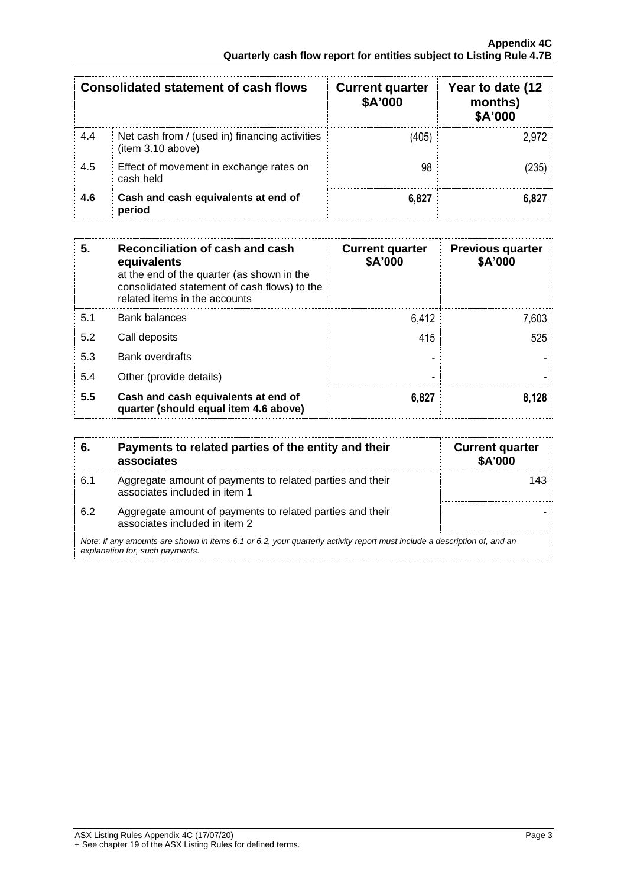| Consolidated statement of cash flows | | Current quarter $A'000 | Year to date (12 months) $A'000 |
|---|---|---|---|
| 4.4 | Net cash from / (used in) financing activities (item 3.10 above) | (405) | 2,972 |
| 4.5 | Effect of movement in exchange rates on cash held | 98 | (235) |
| **4.6** | **Cash and cash equivalents at end of period** | **6,827** | **6,827** |

| **5.** | **Reconciliation of cash and cash equivalents** at the end of the quarter (as shown in the consolidated statement of cash flows) to the related items in the accounts | **Current quarter $A'000** | **Previous quarter $A'000** |
|---|---|---|---|
| 5.1 | Bank balances | 6,412 | 7,603 |
| 5.2 | Call deposits | 415 | 525 |
| 5.3 | Bank overdrafts | - | - |
| 5.4 | Other (provide details) | - | - |
| **5.5** | **Cash and cash equivalents at end of quarter (should equal item 4.6 above)** | **6,827** | **8,128** |

| **6.** | **Payments to related parties of the entity and their associates** | **Current quarter $A'000** |
|---|---|---|
| 6.1 | Aggregate amount of payments to related parties and their associates included in item 1 | 143 |
| 6.2 | Aggregate amount of payments to related parties and their associates included in item 2 | - |

*Note: if any amounts are shown in items 6.1 or 6.2, your quarterly activity report must include a description of, and an explanation for, such payments.*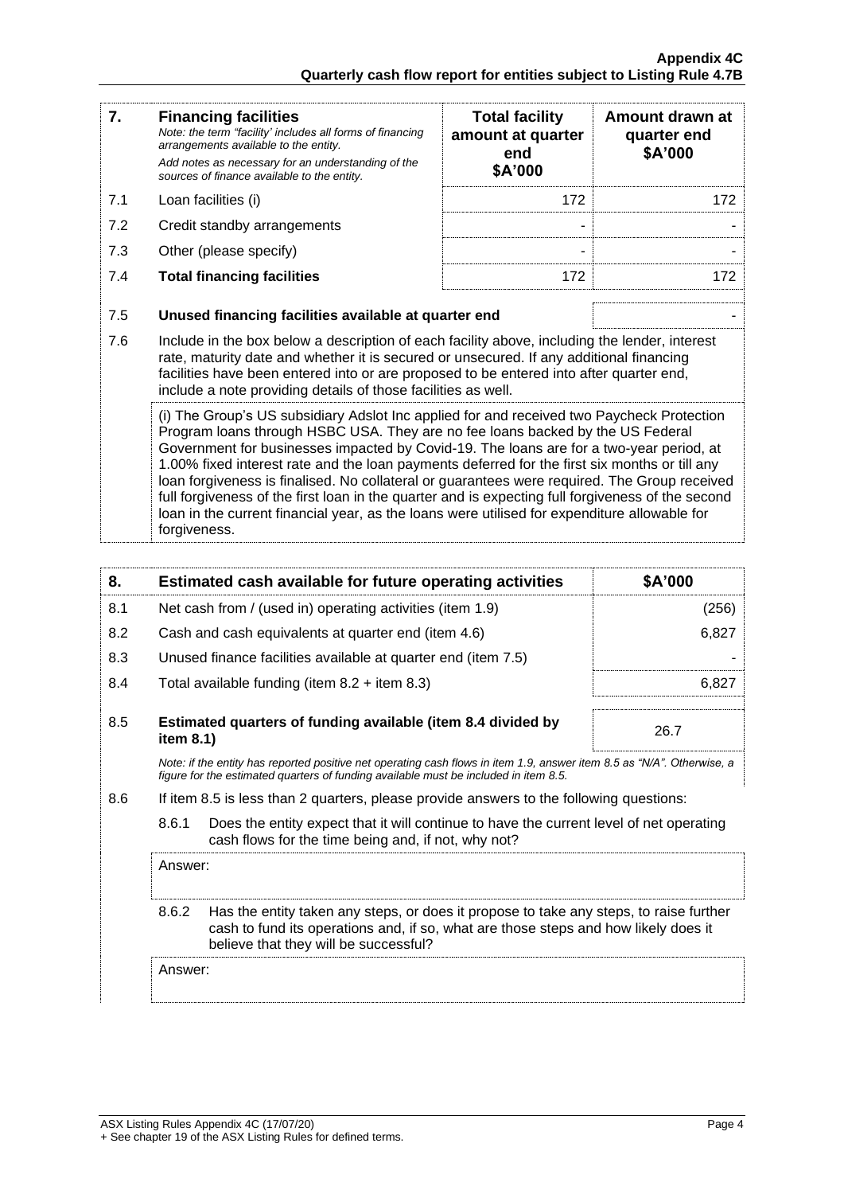| 7. | **Financing facilities** *Note: the term "facility' includes all forms of financing arrangements available to the entity.* *Add notes as necessary for an understanding of the sources of finance available to the entity.* | **Total facility amount at quarter end \$A'000** | **Amount drawn at quarter end \$A'000** |
|---|---|---|---|
| 7.1 | Loan facilities (i) | 172 | 172 |
| 7.2 | Credit standby arrangements | - | - |
| 7.3 | Other (please specify) | - | - |
| 7.4 | **Total financing facilities** | 172 | 172 |

| | | |
|---|---|---|
| 7.5 | **Unused financing facilities available at quarter end** | - |

7.6 Include in the box below a description of each facility above, including the lender, interest rate, maturity date and whether it is secured or unsecured. If any additional financing facilities have been entered into or are proposed to be entered into after quarter end, include a note providing details of those facilities as well.

(i) The Group's US subsidiary Adslot Inc applied for and received two Paycheck Protection Program loans through HSBC USA. They are no fee loans backed by the US Federal Government for businesses impacted by Covid-19. The loans are for a two-year period, at 1.00% fixed interest rate and the loan payments deferred for the first six months or till any loan forgiveness is finalised. No collateral or guarantees were required. The Group received full forgiveness of the first loan in the quarter and is expecting full forgiveness of the second loan in the current financial year, as the loans were utilised for expenditure allowable for forgiveness.

| 8. | **Estimated cash available for future operating activities** | **\$A'000** |
|---|---|---|
| 8.1 | Net cash from / (used in) operating activities (item 1.9) | (256) |
| 8.2 | Cash and cash equivalents at quarter end (item 4.6) | 6,827 |
| 8.3 | Unused finance facilities available at quarter end (item 7.5) | - |
| 8.4 | Total available funding (item 8.2 + item 8.3) | 6,827 |
| 8.5 | **Estimated quarters of funding available (item 8.4 divided by item 8.1)** | 26.7 |

*Note: if the entity has reported positive net operating cash flows in item 1.9, answer item 8.5 as "N/A". Otherwise, a figure for the estimated quarters of funding available must be included in item 8.5.*

8.6 If item 8.5 is less than 2 quarters, please provide answers to the following questions:

8.6.1 Does the entity expect that it will continue to have the current level of net operating cash flows for the time being and, if not, why not?

Answer:

8.6.2 Has the entity taken any steps, or does it propose to take any steps, to raise further cash to fund its operations and, if so, what are those steps and how likely does it believe that they will be successful?

Answer: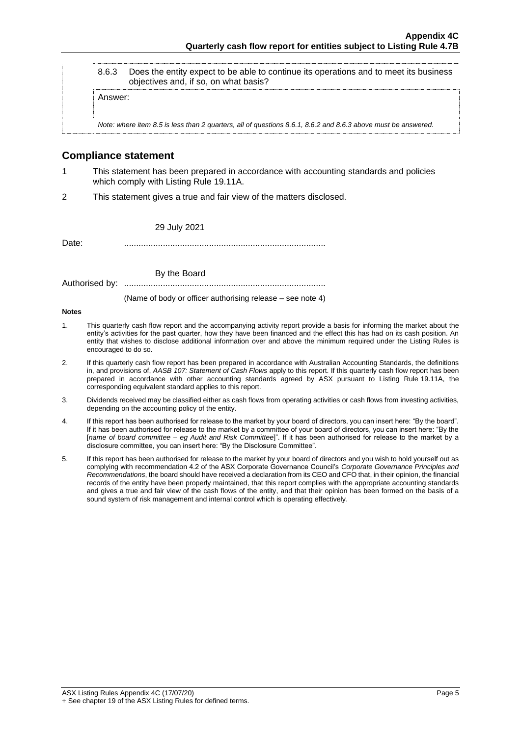8.6.3 Does the entity expect to be able to continue its operations and to meet its business objectives and, if so, on what basis?

Answer:

*Note: where item 8.5 is less than 2 quarters, all of questions 8.6.1, 8.6.2 and 8.6.3 above must be answered.*

## Compliance statement

1. This statement has been prepared in accordance with accounting standards and policies which comply with Listing Rule 19.11A.
2. This statement gives a true and fair view of the matters disclosed.

Date: 29 July 2021

Authorised by: By the Board

(Name of body or officer authorising release – see note 4)

**Notes**

1. This quarterly cash flow report and the accompanying activity report provide a basis for informing the market about the entity's activities for the past quarter, how they have been financed and the effect this has had on its cash position. An entity that wishes to disclose additional information over and above the minimum required under the Listing Rules is encouraged to do so.
2. If this quarterly cash flow report has been prepared in accordance with Australian Accounting Standards, the definitions in, and provisions of, *AASB 107: Statement of Cash Flows* apply to this report. If this quarterly cash flow report has been prepared in accordance with other accounting standards agreed by ASX pursuant to Listing Rule 19.11A, the corresponding equivalent standard applies to this report.
3. Dividends received may be classified either as cash flows from operating activities or cash flows from investing activities, depending on the accounting policy of the entity.
4. If this report has been authorised for release to the market by your board of directors, you can insert here: "By the board". If it has been authorised for release to the market by a committee of your board of directors, you can insert here: "By the [*name of board committee – eg Audit and Risk Committee*]". If it has been authorised for release to the market by a disclosure committee, you can insert here: "By the Disclosure Committee".
5. If this report has been authorised for release to the market by your board of directors and you wish to hold yourself out as complying with recommendation 4.2 of the ASX Corporate Governance Council's *Corporate Governance Principles and Recommendations*, the board should have received a declaration from its CEO and CFO that, in their opinion, the financial records of the entity have been properly maintained, that this report complies with the appropriate accounting standards and gives a true and fair view of the cash flows of the entity, and that their opinion has been formed on the basis of a sound system of risk management and internal control which is operating effectively.